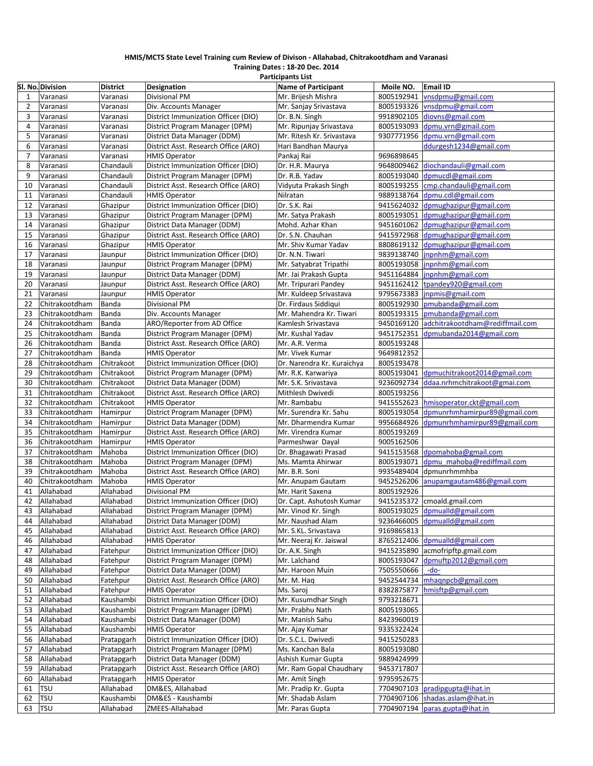**HMIS/MCTS State Level Training cum Review of Divison - Allahabad, Chitrakootdham and Varanasi**

**Training Dates : 18-20 Dec. 2014**

**Participants List**

| Sl. No. | Division | District | Designation | Name of Participant | Moile NO. | Email ID |
|---|---|---|---|---|---|---|
| 1 | Varanasi | Varanasi | Divisional PM | Mr. Brijesh Mishra | 8005192941 | vnsdpmu@gmail.com |
| 2 | Varanasi | Varanasi | Div. Accounts Manager | Mr. Sanjay Srivastava | 8005193326 | vnsdpmu@gmail.com |
| 3 | Varanasi | Varanasi | District Immunization Officer (DIO) | Dr. B.N. Singh | 9918902105 | diovns@gmail.com |
| 4 | Varanasi | Varanasi | District Program Manager (DPM) | Mr. Ripunjay Srivastava | 8005193093 | dpmu.vrn@gmail.com |
| 5 | Varanasi | Varanasi | District Data Manager (DDM) | Mr. Ritesh Kr. Srivastava | 9307771956 | dpmu.vrn@gmail.com |
| 6 | Varanasi | Varanasi | District Asst. Research Office (ARO) | Hari Bandhan Maurya | | ddurgesh1234@gmail.com |
| 7 | Varanasi | Varanasi | HMIS Operator | Pankaj Rai | 9696898645 | |
| 8 | Varanasi | Chandauli | District Immunization Officer (DIO) | Dr. H.R. Maurya | 9648009462 | diochandauli@gmail.com |
| 9 | Varanasi | Chandauli | District Program Manager (DPM) | Dr. R.B. Yadav | 8005193040 | dpmucdl@gmail.com |
| 10 | Varanasi | Chandauli | District Asst. Research Office (ARO) | Vidyuta Prakash Singh | 8005193255 | cmp.chandauli@gmail.com |
| 11 | Varanasi | Chandauli | HMIS Operator | Nilratan | 9889138764 | dpmu.cdl@gmail.com |
| 12 | Varanasi | Ghazipur | District Immunization Officer (DIO) | Dr. S.K. Rai | 9415624032 | dpmughazipur@gmail.com |
| 13 | Varanasi | Ghazipur | District Program Manager (DPM) | Mr. Satya Prakash | 8005193051 | dpmughazipur@gmail.com |
| 14 | Varanasi | Ghazipur | District Data Manager (DDM) | Mohd. Azhar Khan | 9451601062 | dpmughazipur@gmail.com |
| 15 | Varanasi | Ghazipur | District Asst. Research Office (ARO) | Dr. S.N. Chauhan | 9415972968 | dpmughazipur@gmail.com |
| 16 | Varanasi | Ghazipur | HMIS Operator | Mr. Shiv Kumar Yadav | 8808619132 | dpmughazipur@gmail.com |
| 17 | Varanasi | Jaunpur | District Immunization Officer (DIO) | Dr. N.N. Tiwari | 9839138740 | jnpnhm@gmail.com |
| 18 | Varanasi | Jaunpur | District Program Manager (DPM) | Mr. Satyabrat Tripathi | 8005193058 | jnpnhm@gmail.com |
| 19 | Varanasi | Jaunpur | District Data Manager (DDM) | Mr. Jai Prakash Gupta | 9451164884 | jnpnhm@gmail.com |
| 20 | Varanasi | Jaunpur | District Asst. Research Office (ARO) | Mr. Tripurari Pandey | 9451162412 | tpandey920@gmail.com |
| 21 | Varanasi | Jaunpur | HMIS Operator | Mr. Kuldeep Srivastava | 9795673383 | jnpmis@gmail.com |
| 22 | Chitrakootdham | Banda | Divisional PM | Dr. Firdaus Siddiqui | 8005192930 | pmubanda@gmail.com |
| 23 | Chitrakootdham | Banda | Div. Accounts Manager | Mr. Mahendra Kr. Tiwari | 8005193315 | pmubanda@gmail.com |
| 24 | Chitrakootdham | Banda | ARO/Reporter from AD Office | Kamlesh Srivastava | 9450169120 | adchitrakootdham@rediffmail.com |
| 25 | Chitrakootdham | Banda | District Program Manager (DPM) | Mr. Kushal Yadav | 9451752351 | dpmubanda2014@gmail.com |
| 26 | Chitrakootdham | Banda | District Asst. Research Office (ARO) | Mr. A.R. Verma | 8005193248 | |
| 27 | Chitrakootdham | Banda | HMIS Operator | Mr. Vivek Kumar | 9649812352 | |
| 28 | Chitrakootdham | Chitrakoot | District Immunization Officer (DIO) | Dr. Narendra Kr. Kuraichya | 8005193478 | |
| 29 | Chitrakootdham | Chitrakoot | District Program Manager (DPM) | Mr. R.K. Karwariya | 8005193041 | dpmuchitrakoot2014@gmail.com |
| 30 | Chitrakootdham | Chitrakoot | District Data Manager (DDM) | Mr. S.K. Srivastava | 9236092734 | ddaa.nrhmchitrakoot@gmai.com |
| 31 | Chitrakootdham | Chitrakoot | District Asst. Research Office (ARO) | Mithlesh Dwivedi | 8005193256 | |
| 32 | Chitrakootdham | Chitrakoot | HMIS Operator | Mr. Rambabu | 9415552623 | hmisoperator.ckt@gmail.com |
| 33 | Chitrakootdham | Hamirpur | District Program Manager (DPM) | Mr. Surendra Kr. Sahu | 8005193054 | dpmunrhmhamirpur89@gmail.com |
| 34 | Chitrakootdham | Hamirpur | District Data Manager (DDM) | Mr. Dharmendra Kumar | 9956684926 | dpmunrhmhamirpur89@gmail.com |
| 35 | Chitrakootdham | Hamirpur | District Asst. Research Office (ARO) | Mr. Virendra Kumar | 8005193269 | |
| 36 | Chitrakootdham | Hamirpur | HMIS Operator | Parmeshwar Dayal | 9005162506 | |
| 37 | Chitrakootdham | Mahoba | District Immunization Officer (DIO) | Dr. Bhagawati Prasad | 9415153568 | dpomahoba@gmail.com |
| 38 | Chitrakootdham | Mahoba | District Program Manager (DPM) | Ms. Mamta Ahirwar | 8005193071 | dpmu_mahoba@rediffmail.com |
| 39 | Chitrakootdham | Mahoba | District Asst. Research Office (ARO) | Mr. B.R. Soni | 9935489404 | dpmunrhmmhba |
| 40 | Chitrakootdham | Mahoba | HMIS Operator | Mr. Anupam Gautam | 9452526206 | anupamgautam486@gmail.com |
| 41 | Allahabad | Allahabad | Divisional PM | Mr. Harit Saxena | 8005192926 | |
| 42 | Allahabad | Allahabad | District Immunization Officer (DIO) | Dr. Capt. Ashutosh Kumar | 9415235372 | cmoald.gmail.com |
| 43 | Allahabad | Allahabad | District Program Manager (DPM) | Mr. Vinod Kr. Singh | 8005193025 | dpmualld@gmail.com |
| 44 | Allahabad | Allahabad | District Data Manager (DDM) | Mr. Naushad Alam | 9236466005 | dpmualld@gmail.com |
| 45 | Allahabad | Allahabad | District Asst. Research Office (ARO) | Mr. S.KL. Srivastava | 9169865813 | |
| 46 | Allahabad | Allahabad | HMIS Operator | Mr. Neeraj Kr. Jaiswal | 8765212406 | dpmualld@gmail.com |
| 47 | Allahabad | Fatehpur | District Immunization Officer (DIO) | Dr. A.K. Singh | 9415235890 | acmofripftp.gmail.com |
| 48 | Allahabad | Fatehpur | District Program Manager (DPM) | Mr. Lalchand | 8005193047 | dpmuftp2012@gmail.com |
| 49 | Allahabad | Fatehpur | District Data Manager (DDM) | Mr. Haroon Muin | 7505550666 | -do- |
| 50 | Allahabad | Fatehpur | District Asst. Research Office (ARO) | Mr. M. Haq | 9452544734 | mhaqnpcb@gmail.com |
| 51 | Allahabad | Fatehpur | HMIS Operator | Ms. Saroj | 8382875877 | hmisftp@gmail.com |
| 52 | Allahabad | Kaushambi | District Immunization Officer (DIO) | Mr. Kusumdhar Singh | 9793218671 | |
| 53 | Allahabad | Kaushambi | District Program Manager (DPM) | Mr. Prabhu Nath | 8005193065 | |
| 54 | Allahabad | Kaushambi | District Data Manager (DDM) | Mr. Manish Sahu | 8423960019 | |
| 55 | Allahabad | Kaushambi | HMIS Operator | Mr. Ajay Kumar | 9335322424 | |
| 56 | Allahabad | Pratapgarh | District Immunization Officer (DIO) | Dr. S.C.L. Dwivedi | 9415250283 | |
| 57 | Allahabad | Pratapgarh | District Program Manager (DPM) | Ms. Kanchan Bala | 8005193080 | |
| 58 | Allahabad | Pratapgarh | District Data Manager (DDM) | Ashish Kumar Gupta | 9889424999 | |
| 59 | Allahabad | Pratapgarh | District Asst. Research Office (ARO) | Mr. Ram Gopal Chaudhary | 9453717807 | |
| 60 | Allahabad | Pratapgarh | HMIS Operator | Mr. Amit Singh | 9795952675 | |
| 61 | TSU | Allahabad | DM&ES, Allahabad | Mr. Pradip Kr. Gupta | 7704907103 | pradipgupta@ihat.in |
| 62 | TSU | Kaushambi | DM&ES - Kaushambi | Mr. Shadab Aslam | 7704907106 | shadas.aslam@ihat.in |
| 63 | TSU | Allahabad | ZMEES-Allahabad | Mr. Paras Gupta | 7704907194 | paras.gupta@ihat.in |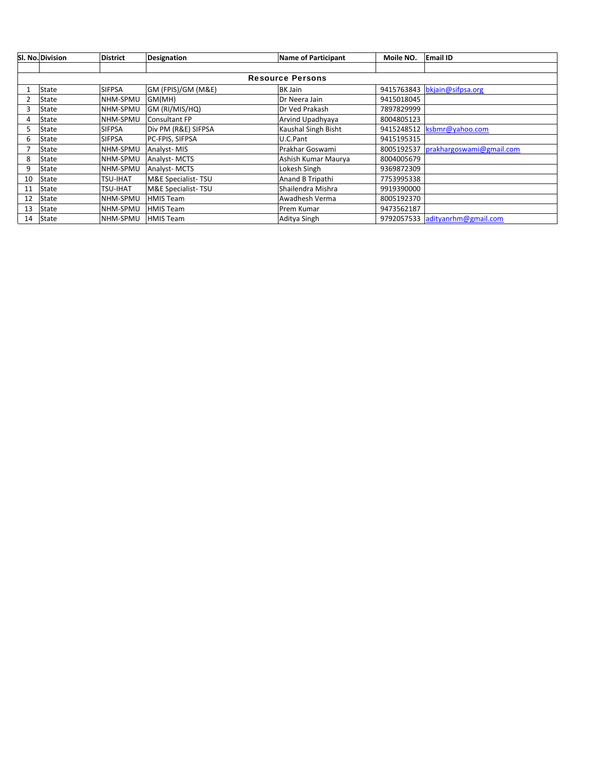| Sl. No. | Division | District | Designation | Name of Participant | Moile NO. | Email ID |
|---|---|---|---|---|---|---|
| | | | | | | |
| | | | **Resource Persons** | | | |
| 1 | State | SIFPSA | GM (FPIS)/GM (M&E) | BK Jain | 9415763843 | bkjain@sifpsa.org |
| 2 | State | NHM-SPMU | GM(MH) | Dr Neera Jain | 9415018045 | |
| 3 | State | NHM-SPMU | GM (RI/MIS/HQ) | Dr Ved Prakash | 7897829999 | |
| 4 | State | NHM-SPMU | Consultant FP | Arvind Upadhyaya | 8004805123 | |
| 5 | State | SIFPSA | Div PM (R&E) SIFPSA | Kaushal Singh Bisht | 9415248512 | ksbmr@yahoo.com |
| 6 | State | SIFPSA | PC-FPIS, SIFPSA | U.C.Pant | 9415195315 | |
| 7 | State | NHM-SPMU | Analyst- MIS | Prakhar Goswami | 8005192537 | prakhargoswami@gmail.com |
| 8 | State | NHM-SPMU | Analyst- MCTS | Ashish Kumar Maurya | 8004005679 | |
| 9 | State | NHM-SPMU | Analyst- MCTS | Lokesh Singh | 9369872309 | |
| 10 | State | TSU-IHAT | M&E Specialist- TSU | Anand B Tripathi | 7753995338 | |
| 11 | State | TSU-IHAT | M&E Specialist- TSU | Shailendra Mishra | 9919390000 | |
| 12 | State | NHM-SPMU | HMIS Team | Awadhesh Verma | 8005192370 | |
| 13 | State | NHM-SPMU | HMIS Team | Prem Kumar | 9473562187 | |
| 14 | State | NHM-SPMU | HMIS Team | Aditya Singh | 9792057533 | adityanrhm@gmail.com |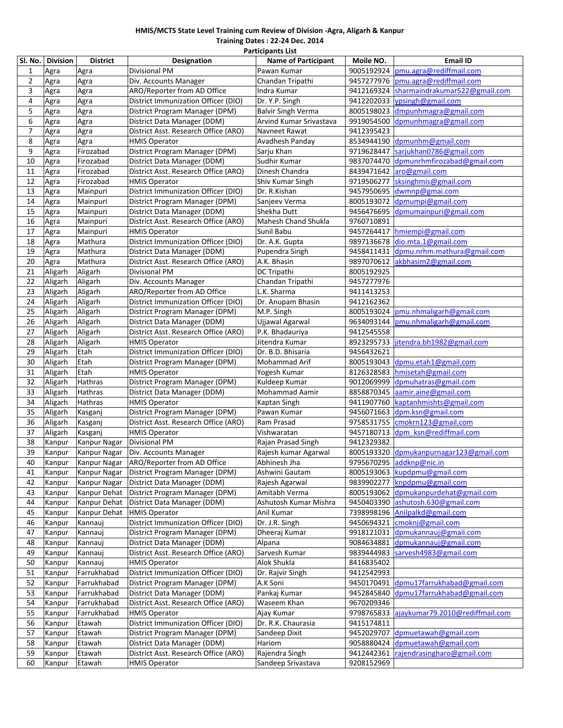**HMIS/MCTS State Level Training cum Review of Division -Agra, Aligarh & Kanpur**

**Training Dates : 22-24 Dec. 2014**

**Participants List**

| Sl. No. | Division | District | Designation | Name of Participant | Moile NO. | Email ID |
|---|---|---|---|---|---|---|
| 1 | Agra | Agra | Divisional PM | Pawan Kumar | 9005192924 | pmu.agra@rediffmail.com |
| 2 | Agra | Agra | Div. Accounts Manager | Chandan Tripathi | 9457277976 | pmu.agra@rediffmail.com |
| 3 | Agra | Agra | ARO/Reporter from AD Office | Indra Kumar | 9412169324 | sharmaindrakumar522@gmail.com |
| 4 | Agra | Agra | District Immunization Officer (DIO) | Dr. Y.P. Singh | 9412202033 | ypsingh@gmail.com |
| 5 | Agra | Agra | District Program Manager (DPM) | Balvir Singh Verma | 8005198023 | dmpunhmagra@gmail.com |
| 6 | Agra | Agra | District Data Manager (DDM) | Arvind Kumar Srivastava | 9919054500 | dpmunhmagra@gmail.com |
| 7 | Agra | Agra | District Asst. Research Office (ARO) | Navneet Rawat | 9412395423 | |
| 8 | Agra | Agra | HMIS Operator | Avadhesh Panday | 8534944190 | dpmunhm@gmail.com |
| 9 | Agra | Firozabad | District Program Manager (DPM) | Sarju Khan | 9719628447 | sarjukhan0786@gmail.com |
| 10 | Agra | Firozabad | District Data Manager (DDM) | Sudhir Kumar | 9837074470 | dpmunrhmfirozabad@gmail.com |
| 11 | Agra | Firozabad | District Asst. Research Office (ARO) | Dinesh Chandra | 8439471642 | aro@gmail.com |
| 12 | Agra | Firozabad | HMIS Operator | Shiv Kumar Singh | 9719506277 | sksinghmis@gmail.com |
| 13 | Agra | Mainpuri | District Immunization Officer (DIO) | Dr. R.Kishan | 9457950695 | dwmnp@gmai.com |
| 14 | Agra | Mainpuri | District Program Manager (DPM) | Sanjeev Verma | 8005193072 | dpmumpi@gmail.com |
| 15 | Agra | Mainpuri | District Data Manager (DDM) | Shekha Dutt | 9456476695 | dpmumainpuri@gmail.com |
| 16 | Agra | Mainpuri | District Asst. Research Office (ARO) | Mahesh Chand Shukla | 9760710891 | |
| 17 | Agra | Mainpuri | HMIS Operator | Sunil Babu | 9457264417 | hmiempi@gmail.com |
| 18 | Agra | Mathura | District Immunization Officer (DIO) | Dr. A.K. Gupta | 9897136678 | dio.mta.1@gmail.com |
| 19 | Agra | Mathura | District Data Manager (DDM) | Pupendra Singh | 9458411431 | dpmu.nrhm.mathura@gmail.com |
| 20 | Agra | Mathura | District Asst. Research Office (ARO) | A.K. Bhasin | 9897070612 | akbhasim2@gmail.com |
| 21 | Aligarh | Aligarh | Divisional PM | DC Tripathi | 8005192925 | |
| 22 | Aligarh | Aligarh | Div. Accounts Manager | Chandan Tripathi | 9457277976 | |
| 23 | Aligarh | Aligarh | ARO/Reporter from AD Office | L.K. Sharma | 9411413253 | |
| 24 | Aligarh | Aligarh | District Immunization Officer (DIO) | Dr. Anupam Bhasin | 9412162362 | |
| 25 | Aligarh | Aligarh | District Program Manager (DPM) | M.P. Singh | 8005193024 | pmu.nhmaligarh@gmail.com |
| 26 | Aligarh | Aligarh | District Data Manager (DDM) | Ujjawal Agarwal | 9634093144 | pmu.nhmaligarh@gmail.com |
| 27 | Aligarh | Aligarh | District Asst. Research Office (ARO) | P.K. Bhadauriya | 9412545558 | |
| 28 | Aligarh | Aligarh | HMIS Operator | Jitendra Kumar | 8923295733 | jitendra.bh1982@gmail.com |
| 29 | Aligarh | Etah | District Immunization Officer (DIO) | Dr. B.D. Bhisaria | 9456432621 | |
| 30 | Aligarh | Etah | District Program Manager (DPM) | Mohammad Arif | 8005193043 | dpmu.etah1@gmail.com |
| 31 | Aligarh | Etah | HMIS Operator | Yogesh Kumar | 8126328583 | hmisetah@gmail.com |
| 32 | Aligarh | Hathras | District Program Manager (DPM) | Kuldeep Kumar | 9012069999 | dpmuhatras@gmail.com |
| 33 | Aligarh | Hathras | District Data Manager (DDM) | Mohammad Aamir | 8858870345 | aamir.aine@gmail.com |
| 34 | Aligarh | Hathras | HMIS Operator | Kaptan Singh | 9411907760 | kaptanhmishts@gmail.com |
| 35 | Aligarh | Kasganj | District Program Manager (DPM) | Pawan Kumar | 9456071663 | dpm.ksn@gmail.com |
| 36 | Aligarh | Kasganj | District Asst. Research Office (ARO) | Ram Prasad | 9758531755 | cmokrn123@gmail.com |
| 37 | Aligarh | Kasganj | HMIS Operator | Vishwaratan | 9457180713 | dpm_ksn@rediffmail.com |
| 38 | Kanpur | Kanpur Nagar | Divisional PM | Rajan Prasad Singh | 9412329382 | |
| 39 | Kanpur | Kanpur Nagar | Div. Accounts Manager | Rajesh kumar Agarwal | 8005193320 | dpmukanpurnagar123@gmail.com |
| 40 | Kanpur | Kanpur Nagar | ARO/Reporter from AD Office | Abhinesh Jha | 9795670295 | addknp@nic.in |
| 41 | Kanpur | Kanpur Nagar | District Program Manager (DPM) | Ashwini Gautam | 8005193063 | kupdpmu@gmail.com |
| 42 | Kanpur | Kanpur Nagar | District Data Manager (DDM) | Rajesh Agarwal | 9839902277 | knpdpmu@gmail.com |
| 43 | Kanpur | Kanpur Dehat | District Program Manager (DPM) | Amitabh Verma | 8005193062 | dpmukanpurdehat@gmail.com |
| 44 | Kanpur | Kanpur Dehat | District Data Manager (DDM) | Ashutosh Kumar Mishra | 9450403390 | ashutosh.630@gmail.com |
| 45 | Kanpur | Kanpur Dehat | HMIS Operator | Anil Kumar | 7398998196 | Anilpalkd@gmail.com |
| 46 | Kanpur | Kannauj | District Immunization Officer (DIO) | Dr. J.R. Singh | 9450694321 | cmoknj@gmail.com |
| 47 | Kanpur | Kannauj | District Program Manager (DPM) | Dheeraj Kumar | 9918121031 | dpmukannauj@gmail.com |
| 48 | Kanpur | Kannauj | District Data Manager (DDM) | Alpana | 9084634881 | dpmukannauj@gmail.com |
| 49 | Kanpur | Kannauj | District Asst. Research Office (ARO) | Sarvesh Kumar | 9839444983 | sarvesh4983@gmail.com |
| 50 | Kanpur | Kannauj | HMIS Operator | Alok Shukla | 8416835402 | |
| 51 | Kanpur | Farrukhabad | District Immunization Officer (DIO) | Dr. Rajvir Singh | 9412542993 | |
| 52 | Kanpur | Farrukhabad | District Program Manager (DPM) | A.K Soni | 9450170491 | dpmu17farrukhabad@gmail.com |
| 53 | Kanpur | Farrukhabad | District Data Manager (DDM) | Pankaj Kumar | 9452845840 | dpmu17farrukhabad@gmail.com |
| 54 | Kanpur | Farrukhabad | District Asst. Research Office (ARO) | Waseem Khan | 9670209346 | |
| 55 | Kanpur | Farrukhabad | HMIS Operator | Ajay Kumar | 9798765833 | ajaykumar79.2010@rediffmail.com |
| 56 | Kanpur | Etawah | District Immunization Officer (DIO) | Dr. R.K. Chaurasia | 9415174811 | |
| 57 | Kanpur | Etawah | District Program Manager (DPM) | Sandeep Dixit | 9452029707 | dpmuetawah@gmail.com |
| 58 | Kanpur | Etawah | District Data Manager (DDM) | Hariom | 9058880424 | dpmuetawah@gmail.com |
| 59 | Kanpur | Etawah | District Asst. Research Office (ARO) | Rajendra Singh | 9412442361 | rajendrasingharo@gmail.com |
| 60 | Kanpur | Etawah | HMIS Operator | Sandeep Srivastava | 9208152969 | |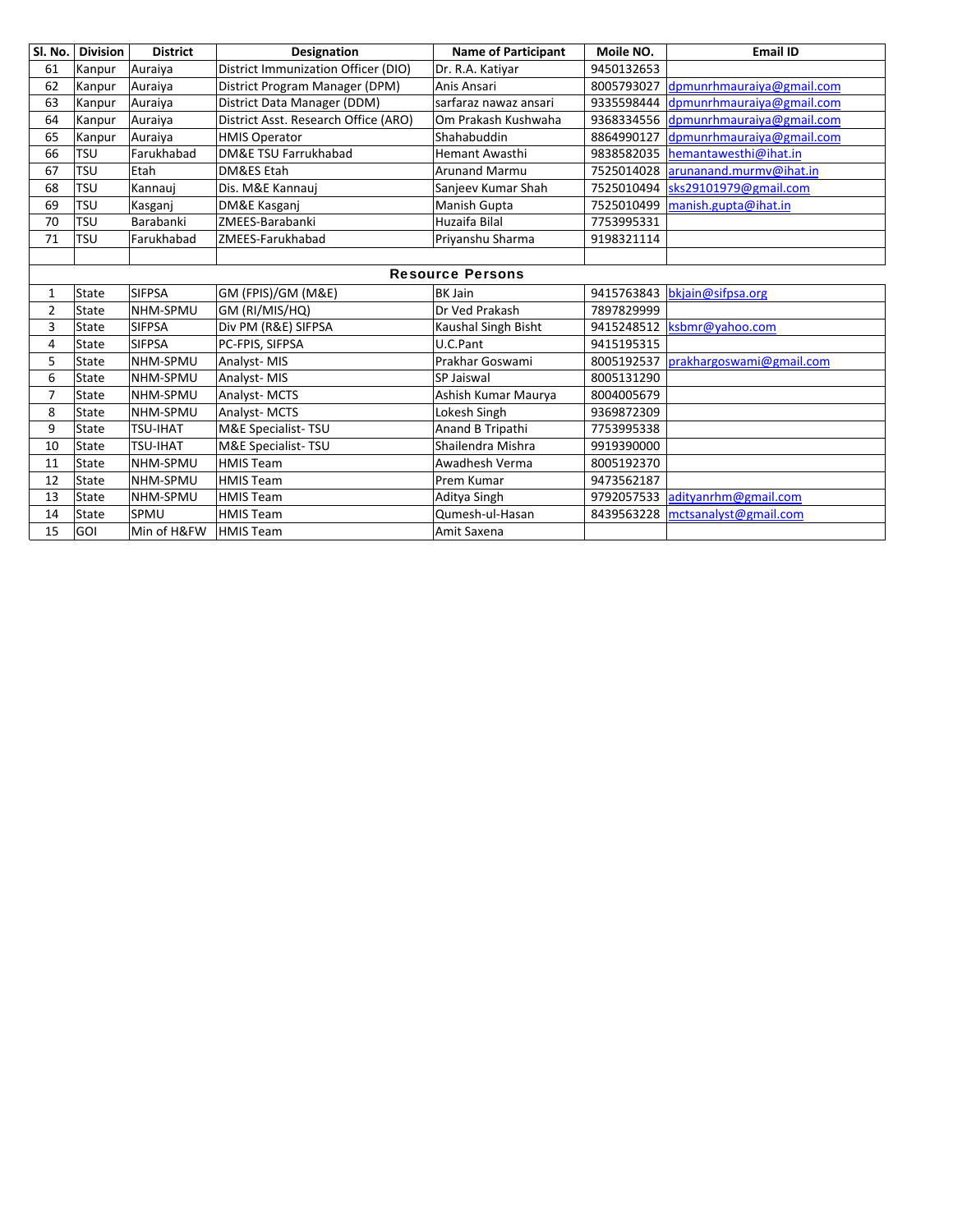| Sl. No. | Division | District | Designation | Name of Participant | Moile NO. | Email ID |
|---|---|---|---|---|---|---|
| 61 | Kanpur | Auraiya | District Immunization Officer (DIO) | Dr. R.A. Katiyar | 9450132653 | |
| 62 | Kanpur | Auraiya | District Program Manager (DPM) | Anis Ansari | 8005793027 | dpmunrhmauraiya@gmail.com |
| 63 | Kanpur | Auraiya | District Data Manager (DDM) | sarfaraz nawaz ansari | 9335598444 | dpmunrhmauraiya@gmail.com |
| 64 | Kanpur | Auraiya | District Asst. Research Office (ARO) | Om Prakash Kushwaha | 9368334556 | dpmunrhmauraiya@gmail.com |
| 65 | Kanpur | Auraiya | HMIS Operator | Shahabuddin | 8864990127 | dpmunrhmauraiya@gmail.com |
| 66 | TSU | Farukhabad | DM&E TSU Farrukhabad | Hemant Awasthi | 9838582035 | hemantawesthi@ihat.in |
| 67 | TSU | Etah | DM&ES Etah | Arunand Marmu | 7525014028 | arunanand.murmv@ihat.in |
| 68 | TSU | Kannauj | Dis. M&E Kannauj | Sanjeev Kumar Shah | 7525010494 | sks29101979@gmail.com |
| 69 | TSU | Kasganj | DM&E Kasganj | Manish Gupta | 7525010499 | manish.gupta@ihat.in |
| 70 | TSU | Barabanki | ZMEES-Barabanki | Huzaifa Bilal | 7753995331 | |
| 71 | TSU | Farukhabad | ZMEES-Farukhabad | Priyanshu Sharma | 9198321114 | |
| | | | | | | |
| **Resource Persons** | | | | | | |
| 1 | State | SIFPSA | GM (FPIS)/GM (M&E) | BK Jain | 9415763843 | bkjain@sifpsa.org |
| 2 | State | NHM-SPMU | GM (RI/MIS/HQ) | Dr Ved Prakash | 7897829999 | |
| 3 | State | SIFPSA | Div PM (R&E) SIFPSA | Kaushal Singh Bisht | 9415248512 | ksbmr@yahoo.com |
| 4 | State | SIFPSA | PC-FPIS, SIFPSA | U.C.Pant | 9415195315 | |
| 5 | State | NHM-SPMU | Analyst- MIS | Prakhar Goswami | 8005192537 | prakhargoswami@gmail.com |
| 6 | State | NHM-SPMU | Analyst- MIS | SP Jaiswal | 8005131290 | |
| 7 | State | NHM-SPMU | Analyst- MCTS | Ashish Kumar Maurya | 8004005679 | |
| 8 | State | NHM-SPMU | Analyst- MCTS | Lokesh Singh | 9369872309 | |
| 9 | State | TSU-IHAT | M&E Specialist- TSU | Anand B Tripathi | 7753995338 | |
| 10 | State | TSU-IHAT | M&E Specialist- TSU | Shailendra Mishra | 9919390000 | |
| 11 | State | NHM-SPMU | HMIS Team | Awadhesh Verma | 8005192370 | |
| 12 | State | NHM-SPMU | HMIS Team | Prem Kumar | 9473562187 | |
| 13 | State | NHM-SPMU | HMIS Team | Aditya Singh | 9792057533 | adityanrhm@gmail.com |
| 14 | State | SPMU | HMIS Team | Qumesh-ul-Hasan | 8439563228 | mctsanalyst@gmail.com |
| 15 | GOI | Min of H&FW | HMIS Team | Amit Saxena | | |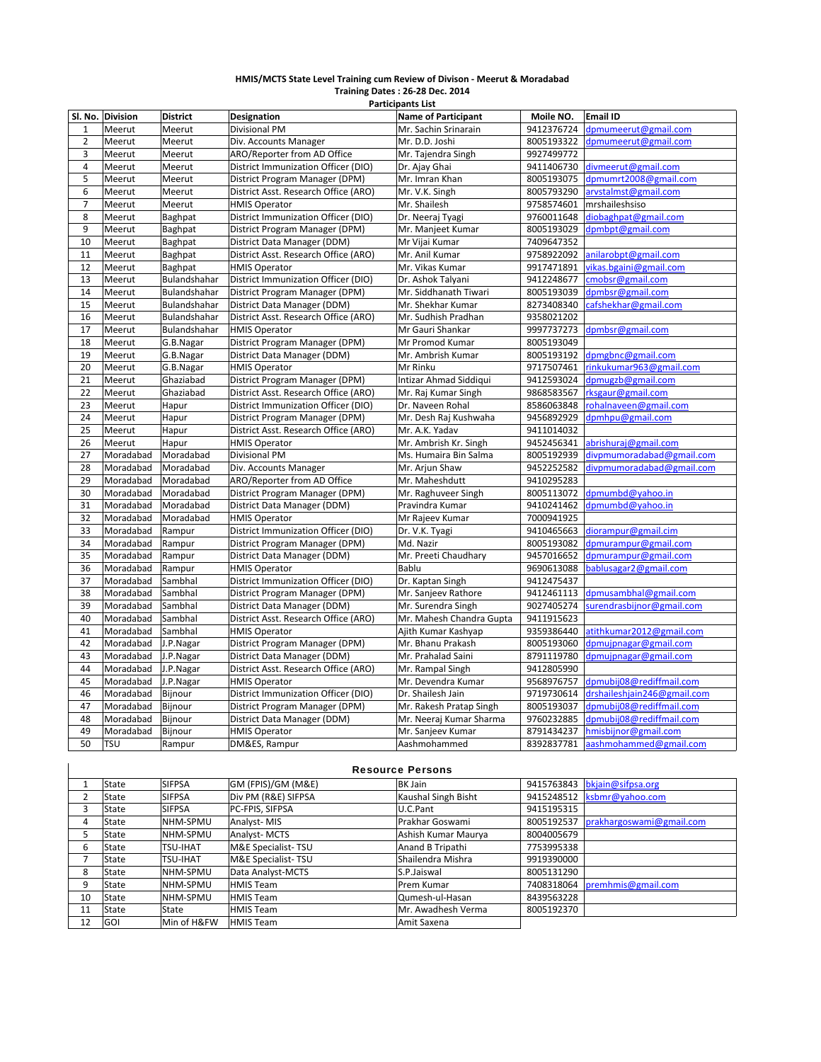**HMIS/MCTS State Level Training cum Review of Divison - Meerut & Moradabad**

**Training Dates : 26-28 Dec. 2014**

**Participants List**

| Sl. No. | Division | District | Designation | Name of Participant | Moile NO. | Email ID |
|---|---|---|---|---|---|---|
| 1 | Meerut | Meerut | Divisional PM | Mr. Sachin Srinarain | 9412376724 | dpmumeerut@gmail.com |
| 2 | Meerut | Meerut | Div. Accounts Manager | Mr. D.D. Joshi | 8005193322 | dpmumeerut@gmail.com |
| 3 | Meerut | Meerut | ARO/Reporter from AD Office | Mr. Tajendra Singh | 9927499772 | |
| 4 | Meerut | Meerut | District Immunization Officer (DIO) | Dr. Ajay Ghai | 9411406730 | divmeerut@gmail.com |
| 5 | Meerut | Meerut | District Program Manager (DPM) | Mr. Imran Khan | 8005193075 | dpmumrt2008@gmail.com |
| 6 | Meerut | Meerut | District Asst. Research Office (ARO) | Mr. V.K. Singh | 8005793290 | arvstalmst@gmail.com |
| 7 | Meerut | Meerut | HMIS Operator | Mr. Shailesh | 9758574601 | mrshaileshsiso |
| 8 | Meerut | Baghpat | District Immunization Officer (DIO) | Dr. Neeraj Tyagi | 9760011648 | diobaghpat@gmail.com |
| 9 | Meerut | Baghpat | District Program Manager (DPM) | Mr. Manjeet Kumar | 8005193029 | dpmbpt@gmail.com |
| 10 | Meerut | Baghpat | District Data Manager (DDM) | Mr Vijai Kumar | 7409647352 | |
| 11 | Meerut | Baghpat | District Asst. Research Office (ARO) | Mr. Anil Kumar | 9758922092 | anilarobpt@gmail.com |
| 12 | Meerut | Baghpat | HMIS Operator | Mr. Vikas Kumar | 9917471891 | vikas.bgaini@gmail.com |
| 13 | Meerut | Bulandshahar | District Immunization Officer (DIO) | Dr. Ashok Talyani | 9412248677 | cmobsr@gmail.com |
| 14 | Meerut | Bulandshahar | District Program Manager (DPM) | Mr. Siddhanath Tiwari | 8005193039 | dpmbsr@gmail.com |
| 15 | Meerut | Bulandshahar | District Data Manager (DDM) | Mr. Shekhar Kumar | 8273408340 | cafshekhar@gmail.com |
| 16 | Meerut | Bulandshahar | District Asst. Research Office (ARO) | Mr. Sudhish Pradhan | 9358021202 | |
| 17 | Meerut | Bulandshahar | HMIS Operator | Mr Gauri Shankar | 9997737273 | dpmbsr@gmail.com |
| 18 | Meerut | G.B.Nagar | District Program Manager (DPM) | Mr Promod Kumar | 8005193049 | |
| 19 | Meerut | G.B.Nagar | District Data Manager (DDM) | Mr. Ambrish Kumar | 8005193192 | dpmgbnc@gmail.com |
| 20 | Meerut | G.B.Nagar | HMIS Operator | Mr Rinku | 9717507461 | rinkukumar963@gmail.com |
| 21 | Meerut | Ghaziabad | District Program Manager (DPM) | Intizar Ahmad Siddiqui | 9412593024 | dpmugzb@gmail.com |
| 22 | Meerut | Ghaziabad | District Asst. Research Office (ARO) | Mr. Raj Kumar Singh | 9868583567 | rksgaur@gmail.com |
| 23 | Meerut | Hapur | District Immunization Officer (DIO) | Dr. Naveen Rohal | 8586063848 | rohalnaveen@gmail.com |
| 24 | Meerut | Hapur | District Program Manager (DPM) | Mr. Desh Raj Kushwaha | 9456892929 | dpmhpu@gmail.com |
| 25 | Meerut | Hapur | District Asst. Research Office (ARO) | Mr. A.K. Yadav | 9411014032 | |
| 26 | Meerut | Hapur | HMIS Operator | Mr. Ambrish Kr. Singh | 9452456341 | abrishuraj@gmail.com |
| 27 | Moradabad | Moradabad | Divisional PM | Ms. Humaira Bin Salma | 8005192939 | divpmumoradabad@gmail.com |
| 28 | Moradabad | Moradabad | Div. Accounts Manager | Mr. Arjun Shaw | 9452252582 | divpmumoradabad@gmail.com |
| 29 | Moradabad | Moradabad | ARO/Reporter from AD Office | Mr. Maheshdutt | 9410295283 | |
| 30 | Moradabad | Moradabad | District Program Manager (DPM) | Mr. Raghuveer Singh | 8005113072 | dpmumbd@yahoo.in |
| 31 | Moradabad | Moradabad | District Data Manager (DDM) | Pravindra Kumar | 9410241462 | dpmumbd@yahoo.in |
| 32 | Moradabad | Moradabad | HMIS Operator | Mr Rajeev Kumar | 7000941925 | |
| 33 | Moradabad | Rampur | District Immunization Officer (DIO) | Dr. V.K. Tyagi | 9410465663 | diorampur@gmail.cim |
| 34 | Moradabad | Rampur | District Program Manager (DPM) | Md. Nazir | 8005193082 | dpmurampur@gmail.com |
| 35 | Moradabad | Rampur | District Data Manager (DDM) | Mr. Preeti Chaudhary | 9457016652 | dpmurampur@gmail.com |
| 36 | Moradabad | Rampur | HMIS Operator | Bablu | 9690613088 | bablusagar2@gmail.com |
| 37 | Moradabad | Sambhal | District Immunization Officer (DIO) | Dr. Kaptan Singh | 9412475437 | |
| 38 | Moradabad | Sambhal | District Program Manager (DPM) | Mr. Sanjeev Rathore | 9412461113 | dpmusambhal@gmail.com |
| 39 | Moradabad | Sambhal | District Data Manager (DDM) | Mr. Surendra Singh | 9027405274 | surendrasbijnor@gmail.com |
| 40 | Moradabad | Sambhal | District Asst. Research Office (ARO) | Mr. Mahesh Chandra Gupta | 9411915623 | |
| 41 | Moradabad | Sambhal | HMIS Operator | Ajith Kumar Kashyap | 9359386440 | atithkumar2012@gmail.com |
| 42 | Moradabad | J.P.Nagar | District Program Manager (DPM) | Mr. Bhanu Prakash | 8005193060 | dpmujpnagar@gmail.com |
| 43 | Moradabad | J.P.Nagar | District Data Manager (DDM) | Mr. Prahalad Saini | 8791119780 | dpmujpnagar@gmail.com |
| 44 | Moradabad | J.P.Nagar | District Asst. Research Office (ARO) | Mr. Rampal Singh | 9412805990 | |
| 45 | Moradabad | J.P.Nagar | HMIS Operator | Mr. Devendra Kumar | 9568976757 | dpmubij08@rediffmail.com |
| 46 | Moradabad | Bijnour | District Immunization Officer (DIO) | Dr. Shailesh Jain | 9719730614 | drshaileshjain246@gmail.com |
| 47 | Moradabad | Bijnour | District Program Manager (DPM) | Mr. Rakesh Pratap Singh | 8005193037 | dpmubij08@rediffmail.com |
| 48 | Moradabad | Bijnour | District Data Manager (DDM) | Mr. Neeraj Kumar Sharma | 9760232885 | dpmubij08@rediffmail.com |
| 49 | Moradabad | Bijnour | HMIS Operator | Mr. Sanjeev Kumar | 8791434237 | hmisbijnor@gmail.com |
| 50 | TSU | Rampur | DM&ES, Rampur | Aashmohammed | 8392837781 | aashmohammed@gmail.com |

**Resource Persons**

| | | | | | | |
|---|---|---|---|---|---|---|
| 1 | State | SIFPSA | GM (FPIS)/GM (M&E) | BK Jain | 9415763843 | bkjain@sifpsa.org |
| 2 | State | SIFPSA | Div PM (R&E) SIFPSA | Kaushal Singh Bisht | 9415248512 | ksbmr@yahoo.com |
| 3 | State | SIFPSA | PC-FPIS, SIFPSA | U.C.Pant | 9415195315 | |
| 4 | State | NHM-SPMU | Analyst- MIS | Prakhar Goswami | 8005192537 | prakhargoswami@gmail.com |
| 5 | State | NHM-SPMU | Analyst- MCTS | Ashish Kumar Maurya | 8004005679 | |
| 6 | State | TSU-IHAT | M&E Specialist- TSU | Anand B Tripathi | 7753995338 | |
| 7 | State | TSU-IHAT | M&E Specialist- TSU | Shailendra Mishra | 9919390000 | |
| 8 | State | NHM-SPMU | Data Analyst-MCTS | S.P.Jaiswal | 8005131290 | |
| 9 | State | NHM-SPMU | HMIS Team | Prem Kumar | 7408318064 | premhmis@gmail.com |
| 10 | State | NHM-SPMU | HMIS Team | Qumesh-ul-Hasan | 8439563228 | |
| 11 | State | State | HMIS Team | Mr. Awadhesh Verma | 8005192370 | |
| 12 | GOI | Min of H&FW | HMIS Team | Amit Saxena | | |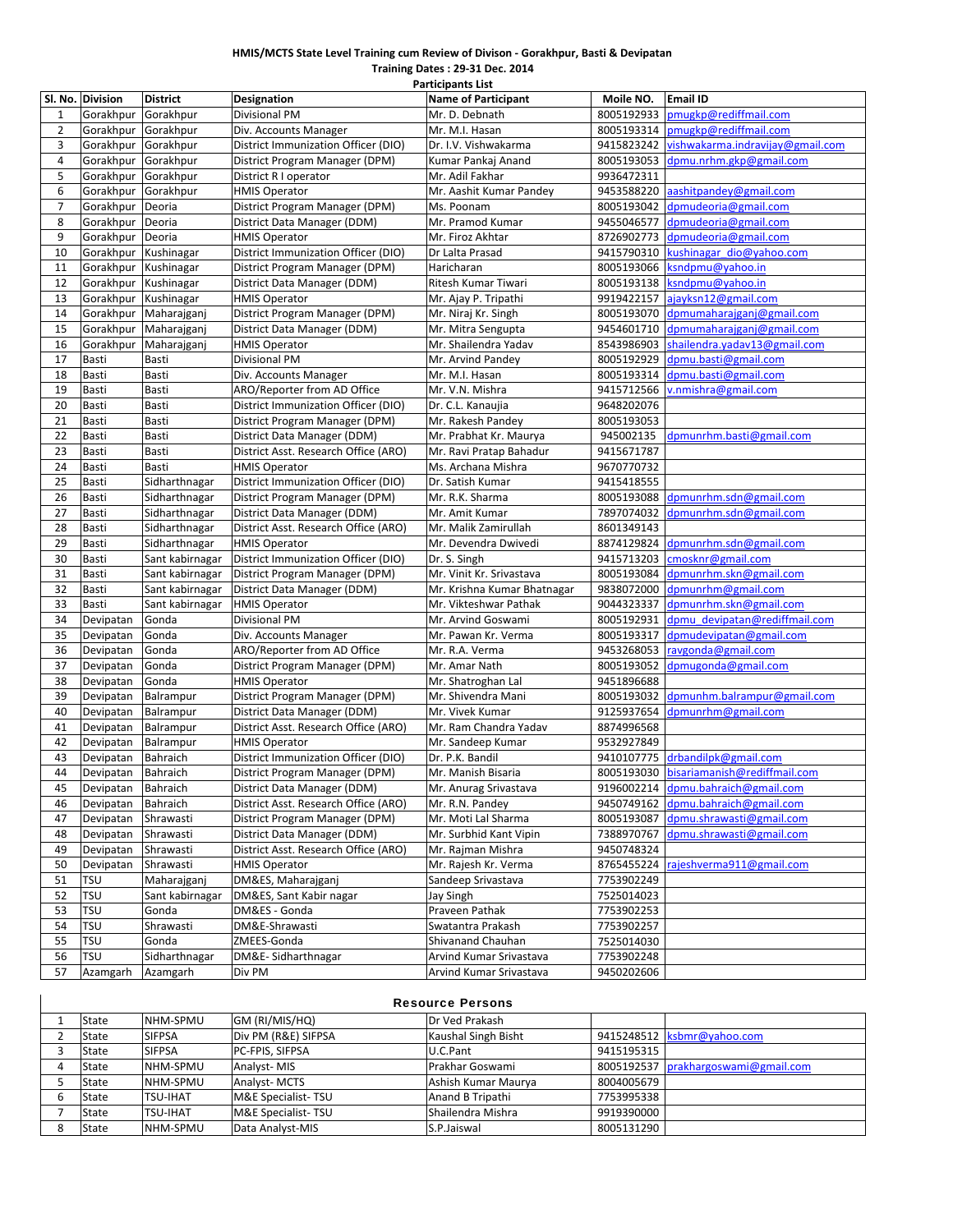**HMIS/MCTS State Level Training cum Review of Divison - Gorakhpur, Basti & Devipatan**

**Training Dates : 29-31 Dec. 2014**

**Participants List**

| Sl. No. | Division | District | Designation | Name of Participant | Moile NO. | Email ID |
|---|---|---|---|---|---|---|
| 1 | Gorakhpur | Gorakhpur | Divisional PM | Mr. D. Debnath | 8005192933 | pmugkp@rediffmail.com |
| 2 | Gorakhpur | Gorakhpur | Div. Accounts Manager | Mr. M.I. Hasan | 8005193314 | pmugkp@rediffmail.com |
| 3 | Gorakhpur | Gorakhpur | District Immunization Officer (DIO) | Dr. I.V. Vishwakarma | 9415823242 | vishwakarma.indravijay@gmail.com |
| 4 | Gorakhpur | Gorakhpur | District Program Manager (DPM) | Kumar Pankaj Anand | 8005193053 | dpmu.nrhm.gkp@gmail.com |
| 5 | Gorakhpur | Gorakhpur | District R I operator | Mr. Adil Fakhar | 9936472311 | |
| 6 | Gorakhpur | Gorakhpur | HMIS Operator | Mr. Aashit Kumar Pandey | 9453588220 | aashitpandey@gmail.com |
| 7 | Gorakhpur | Deoria | District Program Manager (DPM) | Ms. Poonam | 8005193042 | dpmudeoria@gmail.com |
| 8 | Gorakhpur | Deoria | District Data Manager (DDM) | Mr. Pramod Kumar | 9455046577 | dpmudeoria@gmail.com |
| 9 | Gorakhpur | Deoria | HMIS Operator | Mr. Firoz Akhtar | 8726902773 | dpmudeoria@gmail.com |
| 10 | Gorakhpur | Kushinagar | District Immunization Officer (DIO) | Dr Lalta Prasad | 9415790310 | kushinagar_dio@yahoo.com |
| 11 | Gorakhpur | Kushinagar | District Program Manager (DPM) | Haricharan | 8005193066 | ksndpmu@yahoo.in |
| 12 | Gorakhpur | Kushinagar | District Data Manager (DDM) | Ritesh Kumar Tiwari | 8005193138 | ksndpmu@yahoo.in |
| 13 | Gorakhpur | Kushinagar | HMIS Operator | Mr. Ajay P. Tripathi | 9919422157 | ajayksn12@gmail.com |
| 14 | Gorakhpur | Maharajganj | District Program Manager (DPM) | Mr. Niraj Kr. Singh | 8005193070 | dpmumaharajganj@gmail.com |
| 15 | Gorakhpur | Maharajganj | District Data Manager (DDM) | Mr. Mitra Sengupta | 9454601710 | dpmumaharajganj@gmail.com |
| 16 | Gorakhpur | Maharajganj | HMIS Operator | Mr. Shailendra Yadav | 8543986903 | shailendra.yadav13@gmail.com |
| 17 | Basti | Basti | Divisional PM | Mr. Arvind Pandey | 8005192929 | dpmu.basti@gmail.com |
| 18 | Basti | Basti | Div. Accounts Manager | Mr. M.I. Hasan | 8005193314 | dpmu.basti@gmail.com |
| 19 | Basti | Basti | ARO/Reporter from AD Office | Mr. V.N. Mishra | 9415712566 | v.nmishra@gmail.com |
| 20 | Basti | Basti | District Immunization Officer (DIO) | Dr. C.L. Kanaujia | 9648202076 | |
| 21 | Basti | Basti | District Program Manager (DPM) | Mr. Rakesh Pandey | 8005193053 | |
| 22 | Basti | Basti | District Data Manager (DDM) | Mr. Prabhat Kr. Maurya | 945002135 | dpmunrhm.basti@gmail.com |
| 23 | Basti | Basti | District Asst. Research Office (ARO) | Mr. Ravi Pratap Bahadur | 9415671787 | |
| 24 | Basti | Basti | HMIS Operator | Ms. Archana Mishra | 9670770732 | |
| 25 | Basti | Sidharthnagar | District Immunization Officer (DIO) | Dr. Satish Kumar | 9415418555 | |
| 26 | Basti | Sidharthnagar | District Program Manager (DPM) | Mr. R.K. Sharma | 8005193088 | dpmunrhm.sdn@gmail.com |
| 27 | Basti | Sidharthnagar | District Data Manager (DDM) | Mr. Amit Kumar | 7897074032 | dpmunrhm.sdn@gmail.com |
| 28 | Basti | Sidharthnagar | District Asst. Research Office (ARO) | Mr. Malik Zamirullah | 8601349143 | |
| 29 | Basti | Sidharthnagar | HMIS Operator | Mr. Devendra Dwivedi | 8874129824 | dpmunrhm.sdn@gmail.com |
| 30 | Basti | Sant kabirnagar | District Immunization Officer (DIO) | Dr. S. Singh | 9415713203 | cmosknr@gmail.com |
| 31 | Basti | Sant kabirnagar | District Program Manager (DPM) | Mr. Vinit Kr. Srivastava | 8005193084 | dpmunrhm.skn@gmail.com |
| 32 | Basti | Sant kabirnagar | District Data Manager (DDM) | Mr. Krishna Kumar Bhatnagar | 9838072000 | dpmunrhm@gmail.com |
| 33 | Basti | Sant kabirnagar | HMIS Operator | Mr. Vikteshwar Pathak | 9044323337 | dpmunrhm.skn@gmail.com |
| 34 | Devipatan | Gonda | Divisional PM | Mr. Arvind Goswami | 8005192931 | dpmu_devipatan@rediffmail.com |
| 35 | Devipatan | Gonda | Div. Accounts Manager | Mr. Pawan Kr. Verma | 8005193317 | dpmudevipatan@gmail.com |
| 36 | Devipatan | Gonda | ARO/Reporter from AD Office | Mr. R.A. Verma | 9453268053 | ravgonda@gmail.com |
| 37 | Devipatan | Gonda | District Program Manager (DPM) | Mr. Amar Nath | 8005193052 | dpmugonda@gmail.com |
| 38 | Devipatan | Gonda | HMIS Operator | Mr. Shatroghan Lal | 9451896688 | |
| 39 | Devipatan | Balrampur | District Program Manager (DPM) | Mr. Shivendra Mani | 8005193032 | dpmunhm.balrampur@gmail.com |
| 40 | Devipatan | Balrampur | District Data Manager (DDM) | Mr. Vivek Kumar | 9125937654 | dpmunrhm@gmail.com |
| 41 | Devipatan | Balrampur | District Asst. Research Office (ARO) | Mr. Ram Chandra Yadav | 8874996568 | |
| 42 | Devipatan | Balrampur | HMIS Operator | Mr. Sandeep Kumar | 9532927849 | |
| 43 | Devipatan | Bahraich | District Immunization Officer (DIO) | Dr. P.K. Bandil | 9410107775 | drbandilpk@gmail.com |
| 44 | Devipatan | Bahraich | District Program Manager (DPM) | Mr. Manish Bisaria | 8005193030 | bisariamanish@rediffmail.com |
| 45 | Devipatan | Bahraich | District Data Manager (DDM) | Mr. Anurag Srivastava | 9196002214 | dpmu.bahraich@gmail.com |
| 46 | Devipatan | Bahraich | District Asst. Research Office (ARO) | Mr. R.N. Pandey | 9450749162 | dpmu.bahraich@gmail.com |
| 47 | Devipatan | Shrawasti | District Program Manager (DPM) | Mr. Moti Lal Sharma | 8005193087 | dpmu.shrawasti@gmail.com |
| 48 | Devipatan | Shrawasti | District Data Manager (DDM) | Mr. Surbhid Kant Vipin | 7388970767 | dpmu.shrawasti@gmail.com |
| 49 | Devipatan | Shrawasti | District Asst. Research Office (ARO) | Mr. Rajman Mishra | 9450748324 | |
| 50 | Devipatan | Shrawasti | HMIS Operator | Mr. Rajesh Kr. Verma | 8765455224 | rajeshverma911@gmail.com |
| 51 | TSU | Maharajganj | DM&ES, Maharajganj | Sandeep Srivastava | 7753902249 | |
| 52 | TSU | Sant kabirnagar | DM&ES, Sant Kabir nagar | Jay Singh | 7525014023 | |
| 53 | TSU | Gonda | DM&ES - Gonda | Praveen Pathak | 7753902253 | |
| 54 | TSU | Shrawasti | DM&E-Shrawasti | Swatantra Prakash | 7753902257 | |
| 55 | TSU | Gonda | ZMEES-Gonda | Shivanand Chauhan | 7525014030 | |
| 56 | TSU | Sidharthnagar | DM&E- Sidharthnagar | Arvind Kumar Srivastava | 7753902248 | |
| 57 | Azamgarh | Azamgarh | Div PM | Arvind Kumar Srivastava | 9450202606 | |

**Resource Persons**

| | | | | | | |
|---|---|---|---|---|---|---|
| 1 | State | NHM-SPMU | GM (RI/MIS/HQ) | Dr Ved Prakash | | |
| 2 | State | SIFPSA | Div PM (R&E) SIFPSA | Kaushal Singh Bisht | 9415248512 | ksbmr@yahoo.com |
| 3 | State | SIFPSA | PC-FPIS, SIFPSA | U.C.Pant | 9415195315 | |
| 4 | State | NHM-SPMU | Analyst- MIS | Prakhar Goswami | 8005192537 | prakhargoswami@gmail.com |
| 5 | State | NHM-SPMU | Analyst- MCTS | Ashish Kumar Maurya | 8004005679 | |
| 6 | State | TSU-IHAT | M&E Specialist- TSU | Anand B Tripathi | 7753995338 | |
| 7 | State | TSU-IHAT | M&E Specialist- TSU | Shailendra Mishra | 9919390000 | |
| 8 | State | NHM-SPMU | Data Analyst-MIS | S.P.Jaiswal | 8005131290 | |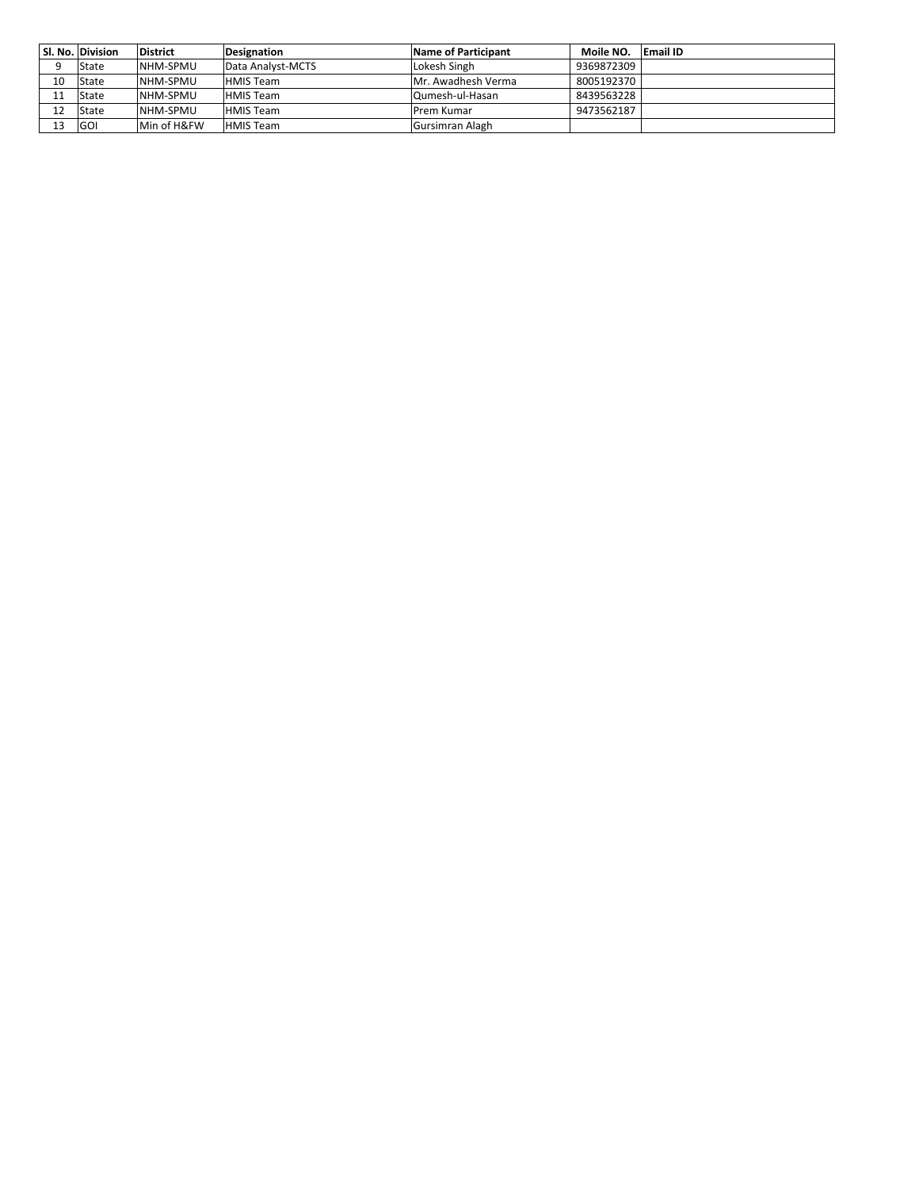| Sl. No. | Division | District | Designation | Name of Participant | Moile NO. | Email ID |
|---|---|---|---|---|---|---|
| 9 | State | NHM-SPMU | Data Analyst-MCTS | Lokesh Singh | 9369872309 | |
| 10 | State | NHM-SPMU | HMIS Team | Mr. Awadhesh Verma | 8005192370 | |
| 11 | State | NHM-SPMU | HMIS Team | Qumesh-ul-Hasan | 8439563228 | |
| 12 | State | NHM-SPMU | HMIS Team | Prem Kumar | 9473562187 | |
| 13 | GOI | Min of H&FW | HMIS Team | Gursimran Alagh | | |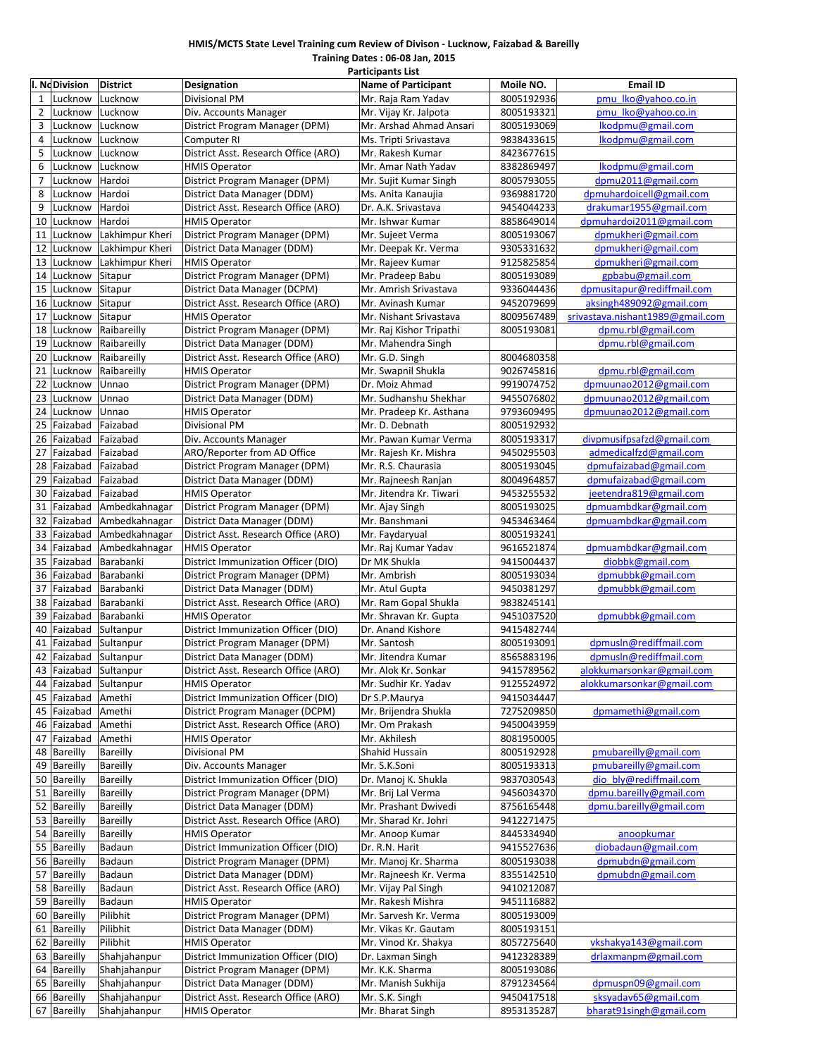**HMIS/MCTS State Level Training cum Review of Divison - Lucknow, Faizabad & Bareilly**

**Training Dates : 06-08 Jan, 2015**

**Participants List**

| l. No | Division | District | Designation | Name of Participant | Moile NO. | Email ID |
|---|---|---|---|---|---|---|
| 1 | Lucknow | Lucknow | Divisional PM | Mr. Raja Ram Yadav | 8005192936 | pmu_lko@yahoo.co.in |
| 2 | Lucknow | Lucknow | Div. Accounts Manager | Mr. Vijay Kr. Jalpota | 8005193321 | pmu_lko@yahoo.co.in |
| 3 | Lucknow | Lucknow | District Program Manager (DPM) | Mr. Arshad Ahmad Ansari | 8005193069 | lkodpmu@gmail.com |
| 4 | Lucknow | Lucknow | Computer RI | Ms. Tripti Srivastava | 9838433615 | lkodpmu@gmail.com |
| 5 | Lucknow | Lucknow | District Asst. Research Office (ARO) | Mr. Rakesh Kumar | 8423677615 | |
| 6 | Lucknow | Lucknow | HMIS Operator | Mr. Amar Nath Yadav | 8382869497 | lkodpmu@gmail.com |
| 7 | Lucknow | Hardoi | District Program Manager (DPM) | Mr. Sujit Kumar Singh | 8005793055 | dpmu2011@gmail.com |
| 8 | Lucknow | Hardoi | District Data Manager (DDM) | Ms. Anita Kanaujia | 9369881720 | dpmuhardoicell@gmail.com |
| 9 | Lucknow | Hardoi | District Asst. Research Office (ARO) | Dr. A.K. Srivastava | 9454044233 | drakumar1955@gmail.com |
| 10 | Lucknow | Hardoi | HMIS Operator | Mr. Ishwar Kumar | 8858649014 | dpmuhardoi2011@gmail.com |
| 11 | Lucknow | Lakhimpur Kheri | District Program Manager (DPM) | Mr. Sujeet Verma | 8005193067 | dpmukheri@gmail.com |
| 12 | Lucknow | Lakhimpur Kheri | District Data Manager (DDM) | Mr. Deepak Kr. Verma | 9305331632 | dpmukheri@gmail.com |
| 13 | Lucknow | Lakhimpur Kheri | HMIS Operator | Mr. Rajeev Kumar | 9125825854 | dpmukheri@gmail.com |
| 14 | Lucknow | Sitapur | District Program Manager (DPM) | Mr. Pradeep Babu | 8005193089 | gpbabu@gmail.com |
| 15 | Lucknow | Sitapur | District Data Manager (DCPM) | Mr. Amrish Srivastava | 9336044436 | dpmusitapur@rediffmail.com |
| 16 | Lucknow | Sitapur | District Asst. Research Office (ARO) | Mr. Avinash Kumar | 9452079699 | aksingh489092@gmail.com |
| 17 | Lucknow | Sitapur | HMIS Operator | Mr. Nishant Srivastava | 8009567489 | srivastava.nishant1989@gmail.com |
| 18 | Lucknow | Raibareilly | District Program Manager (DPM) | Mr. Raj Kishor Tripathi | 8005193081 | dpmu.rbl@gmail.com |
| 19 | Lucknow | Raibareilly | District Data Manager (DDM) | Mr. Mahendra Singh | | dpmu.rbl@gmail.com |
| 20 | Lucknow | Raibareilly | District Asst. Research Office (ARO) | Mr. G.D. Singh | 8004680358 | |
| 21 | Lucknow | Raibareilly | HMIS Operator | Mr. Swapnil Shukla | 9026745816 | dpmu.rbl@gmail.com |
| 22 | Lucknow | Unnao | District Program Manager (DPM) | Dr. Moiz Ahmad | 9919074752 | dpmuunao2012@gmail.com |
| 23 | Lucknow | Unnao | District Data Manager (DDM) | Mr. Sudhanshu Shekhar | 9455076802 | dpmuunao2012@gmail.com |
| 24 | Lucknow | Unnao | HMIS Operator | Mr. Pradeep Kr. Asthana | 9793609495 | dpmuunao2012@gmail.com |
| 25 | Faizabad | Faizabad | Divisional PM | Mr. D. Debnath | 8005192932 | |
| 26 | Faizabad | Faizabad | Div. Accounts Manager | Mr. Pawan Kumar Verma | 8005193317 | divpmusifpsafzd@gmail.com |
| 27 | Faizabad | Faizabad | ARO/Reporter from AD Office | Mr. Rajesh Kr. Mishra | 9450295503 | admedicalfzd@gmail.com |
| 28 | Faizabad | Faizabad | District Program Manager (DPM) | Mr. R.S. Chaurasia | 8005193045 | dpmufaizabad@gmail.com |
| 29 | Faizabad | Faizabad | District Data Manager (DDM) | Mr. Rajneesh Ranjan | 8004964857 | dpmufaizabad@gmail.com |
| 30 | Faizabad | Faizabad | HMIS Operator | Mr. Jitendra Kr. Tiwari | 9453255532 | jeetendra819@gmail.com |
| 31 | Faizabad | Ambedkahnagar | District Program Manager (DPM) | Mr. Ajay Singh | 8005193025 | dpmuambdkar@gmail.com |
| 32 | Faizabad | Ambedkahnagar | District Data Manager (DDM) | Mr. Banshmani | 9453463464 | dpmuambdkar@gmail.com |
| 33 | Faizabad | Ambedkahnagar | District Asst. Research Office (ARO) | Mr. Faydaryual | 8005193241 | |
| 34 | Faizabad | Ambedkahnagar | HMIS Operator | Mr. Raj Kumar Yadav | 9616521874 | dpmuambdkar@gmail.com |
| 35 | Faizabad | Barabanki | District Immunization Officer (DIO) | Dr MK Shukla | 9415004437 | diobbk@gmail.com |
| 36 | Faizabad | Barabanki | District Program Manager (DPM) | Mr. Ambrish | 8005193034 | dpmubbk@gmail.com |
| 37 | Faizabad | Barabanki | District Data Manager (DDM) | Mr. Atul Gupta | 9450381297 | dpmubbk@gmail.com |
| 38 | Faizabad | Barabanki | District Asst. Research Office (ARO) | Mr. Ram Gopal Shukla | 9838245141 | |
| 39 | Faizabad | Barabanki | HMIS Operator | Mr. Shravan Kr. Gupta | 9451037520 | dpmubbk@gmail.com |
| 40 | Faizabad | Sultanpur | District Immunization Officer (DIO) | Dr. Anand Kishore | 9415482744 | |
| 41 | Faizabad | Sultanpur | District Program Manager (DPM) | Mr. Santosh | 8005193091 | dpmusln@rediffmail.com |
| 42 | Faizabad | Sultanpur | District Data Manager (DDM) | Mr. Jitendra Kumar | 8565883196 | dpmusln@rediffmail.com |
| 43 | Faizabad | Sultanpur | District Asst. Research Office (ARO) | Mr. Alok Kr. Sonkar | 9415789562 | alokkumarsonkar@gmail.com |
| 44 | Faizabad | Sultanpur | HMIS Operator | Mr. Sudhir Kr. Yadav | 9125524972 | alokkumarsonkar@gmail.com |
| 45 | Faizabad | Amethi | District Immunization Officer (DIO) | Dr S.P.Maurya | 9415034447 | |
| 45 | Faizabad | Amethi | District Program Manager (DCPM) | Mr. Brijendra Shukla | 7275209850 | dpmamethi@gmail.com |
| 46 | Faizabad | Amethi | District Asst. Research Office (ARO) | Mr. Om Prakash | 9450043959 | |
| 47 | Faizabad | Amethi | HMIS Operator | Mr. Akhilesh | 8081950005 | |
| 48 | Bareilly | Bareilly | Divisional PM | Shahid Hussain | 8005192928 | pmubareilly@gmail.com |
| 49 | Bareilly | Bareilly | Div. Accounts Manager | Mr. S.K.Soni | 8005193313 | pmubareilly@gmail.com |
| 50 | Bareilly | Bareilly | District Immunization Officer (DIO) | Dr. Manoj K. Shukla | 9837030543 | dio_bly@rediffmail.com |
| 51 | Bareilly | Bareilly | District Program Manager (DPM) | Mr. Brij Lal Verma | 9456034370 | dpmu.bareilly@gmail.com |
| 52 | Bareilly | Bareilly | District Data Manager (DDM) | Mr. Prashant Dwivedi | 8756165448 | dpmu.bareilly@gmail.com |
| 53 | Bareilly | Bareilly | District Asst. Research Office (ARO) | Mr. Sharad Kr. Johri | 9412271475 | |
| 54 | Bareilly | Bareilly | HMIS Operator | Mr. Anoop Kumar | 8445334940 | anoopkumar |
| 55 | Bareilly | Badaun | District Immunization Officer (DIO) | Dr. R.N. Harit | 9415527636 | diobadaun@gmail.com |
| 56 | Bareilly | Badaun | District Program Manager (DPM) | Mr. Manoj Kr. Sharma | 8005193038 | dpmubdn@gmail.com |
| 57 | Bareilly | Badaun | District Data Manager (DDM) | Mr. Rajneesh Kr. Verma | 8355142510 | dpmubdn@gmail.com |
| 58 | Bareilly | Badaun | District Asst. Research Office (ARO) | Mr. Vijay Pal Singh | 9410212087 | |
| 59 | Bareilly | Badaun | HMIS Operator | Mr. Rakesh Mishra | 9451116882 | |
| 60 | Bareilly | Pilibhit | District Program Manager (DPM) | Mr. Sarvesh Kr. Verma | 8005193009 | |
| 61 | Bareilly | Pilibhit | District Data Manager (DDM) | Mr. Vikas Kr. Gautam | 8005193151 | |
| 62 | Bareilly | Pilibhit | HMIS Operator | Mr. Vinod Kr. Shakya | 8057275640 | vkshakya143@gmail.com |
| 63 | Bareilly | Shahjahanpur | District Immunization Officer (DIO) | Dr. Laxman Singh | 9412328389 | drlaxmanpm@gmail.com |
| 64 | Bareilly | Shahjahanpur | District Program Manager (DPM) | Mr. K.K. Sharma | 8005193086 | |
| 65 | Bareilly | Shahjahanpur | District Data Manager (DDM) | Mr. Manish Sukhija | 8791234564 | dpmuspn09@gmail.com |
| 66 | Bareilly | Shahjahanpur | District Asst. Research Office (ARO) | Mr. S.K. Singh | 9450417518 | sksyadav65@gmail.com |
| 67 | Bareilly | Shahjahanpur | HMIS Operator | Mr. Bharat Singh | 8953135287 | bharat91singh@gmail.com |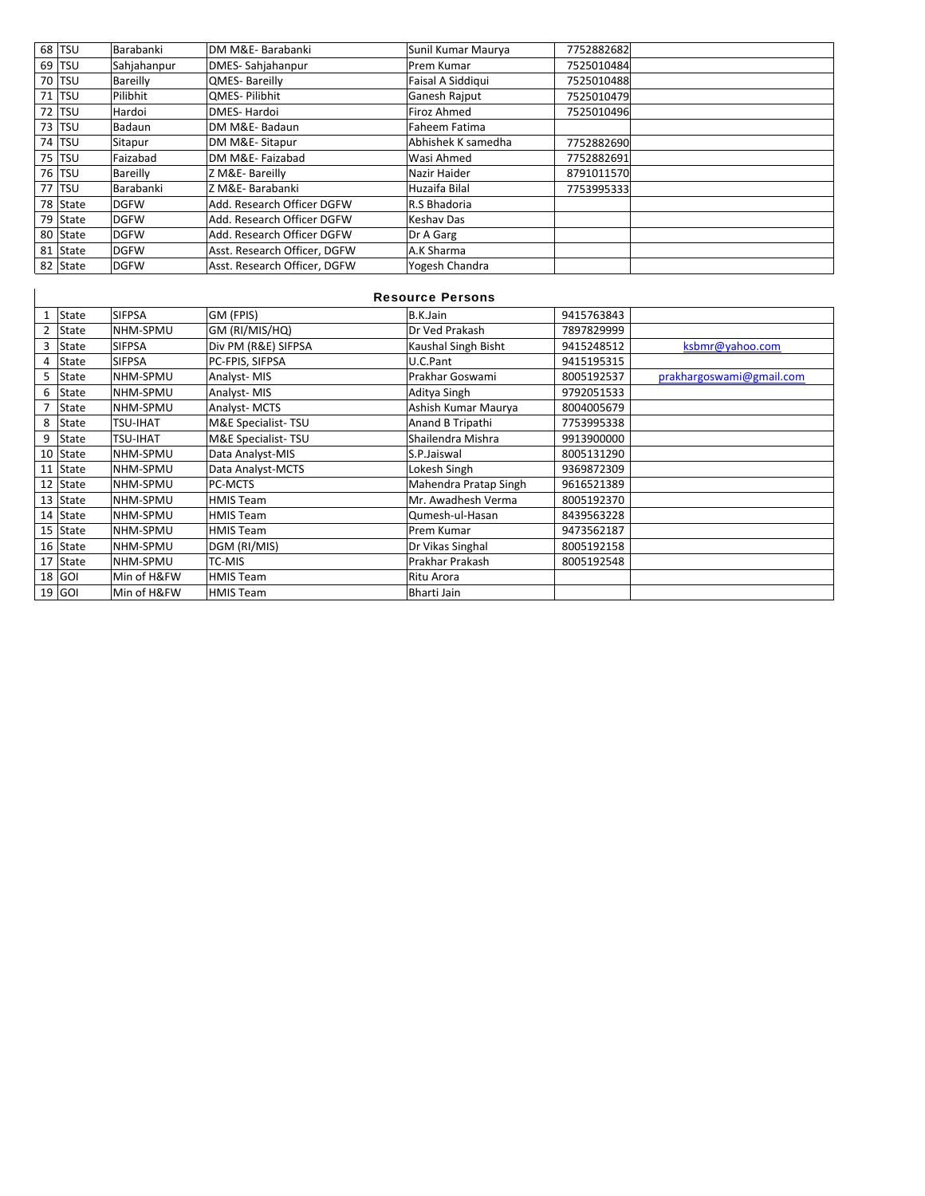| | | | | | | |
|---|---|---|---|---|---|---|
| 68 | TSU | Barabanki | DM M&E- Barabanki | Sunil Kumar Maurya | 7752882682 | |
| 69 | TSU | Sahjahanpur | DMES- Sahjahanpur | Prem Kumar | 7525010484 | |
| 70 | TSU | Bareilly | QMES- Bareilly | Faisal A Siddiqui | 7525010488 | |
| 71 | TSU | Pilibhit | QMES- Pilibhit | Ganesh Rajput | 7525010479 | |
| 72 | TSU | Hardoi | DMES- Hardoi | Firoz Ahmed | 7525010496 | |
| 73 | TSU | Badaun | DM M&E- Badaun | Faheem Fatima | | |
| 74 | TSU | Sitapur | DM M&E- Sitapur | Abhishek K samedha | 7752882690 | |
| 75 | TSU | Faizabad | DM M&E- Faizabad | Wasi Ahmed | 7752882691 | |
| 76 | TSU | Bareilly | Z M&E- Bareilly | Nazir Haider | 8791011570 | |
| 77 | TSU | Barabanki | Z M&E- Barabanki | Huzaifa Bilal | 7753995333 | |
| 78 | State | DGFW | Add. Research Officer DGFW | R.S Bhadoria | | |
| 79 | State | DGFW | Add. Research Officer DGFW | Keshav Das | | |
| 80 | State | DGFW | Add. Research Officer DGFW | Dr A Garg | | |
| 81 | State | DGFW | Asst. Research Officer, DGFW | A.K Sharma | | |
| 82 | State | DGFW | Asst. Research Officer, DGFW | Yogesh Chandra | | |

## Resource Persons

| | | | | | | |
|---|---|---|---|---|---|---|
| 1 | State | SIFPSA | GM (FPIS) | B.K.Jain | 9415763843 | |
| 2 | State | NHM-SPMU | GM (RI/MIS/HQ) | Dr Ved Prakash | 7897829999 | |
| 3 | State | SIFPSA | Div PM (R&E) SIFPSA | Kaushal Singh Bisht | 9415248512 | ksbmr@yahoo.com |
| 4 | State | SIFPSA | PC-FPIS, SIFPSA | U.C.Pant | 9415195315 | |
| 5 | State | NHM-SPMU | Analyst- MIS | Prakhar Goswami | 8005192537 | prakhargoswami@gmail.com |
| 6 | State | NHM-SPMU | Analyst- MIS | Aditya Singh | 9792051533 | |
| 7 | State | NHM-SPMU | Analyst- MCTS | Ashish Kumar Maurya | 8004005679 | |
| 8 | State | TSU-IHAT | M&E Specialist- TSU | Anand B Tripathi | 7753995338 | |
| 9 | State | TSU-IHAT | M&E Specialist- TSU | Shailendra Mishra | 9913900000 | |
| 10 | State | NHM-SPMU | Data Analyst-MIS | S.P.Jaiswal | 8005131290 | |
| 11 | State | NHM-SPMU | Data Analyst-MCTS | Lokesh Singh | 9369872309 | |
| 12 | State | NHM-SPMU | PC-MCTS | Mahendra Pratap Singh | 9616521389 | |
| 13 | State | NHM-SPMU | HMIS Team | Mr. Awadhesh Verma | 8005192370 | |
| 14 | State | NHM-SPMU | HMIS Team | Qumesh-ul-Hasan | 8439563228 | |
| 15 | State | NHM-SPMU | HMIS Team | Prem Kumar | 9473562187 | |
| 16 | State | NHM-SPMU | DGM (RI/MIS) | Dr Vikas Singhal | 8005192158 | |
| 17 | State | NHM-SPMU | TC-MIS | Prakhar Prakash | 8005192548 | |
| 18 | GOI | Min of H&FW | HMIS Team | Ritu Arora | | |
| 19 | GOI | Min of H&FW | HMIS Team | Bharti Jain | | |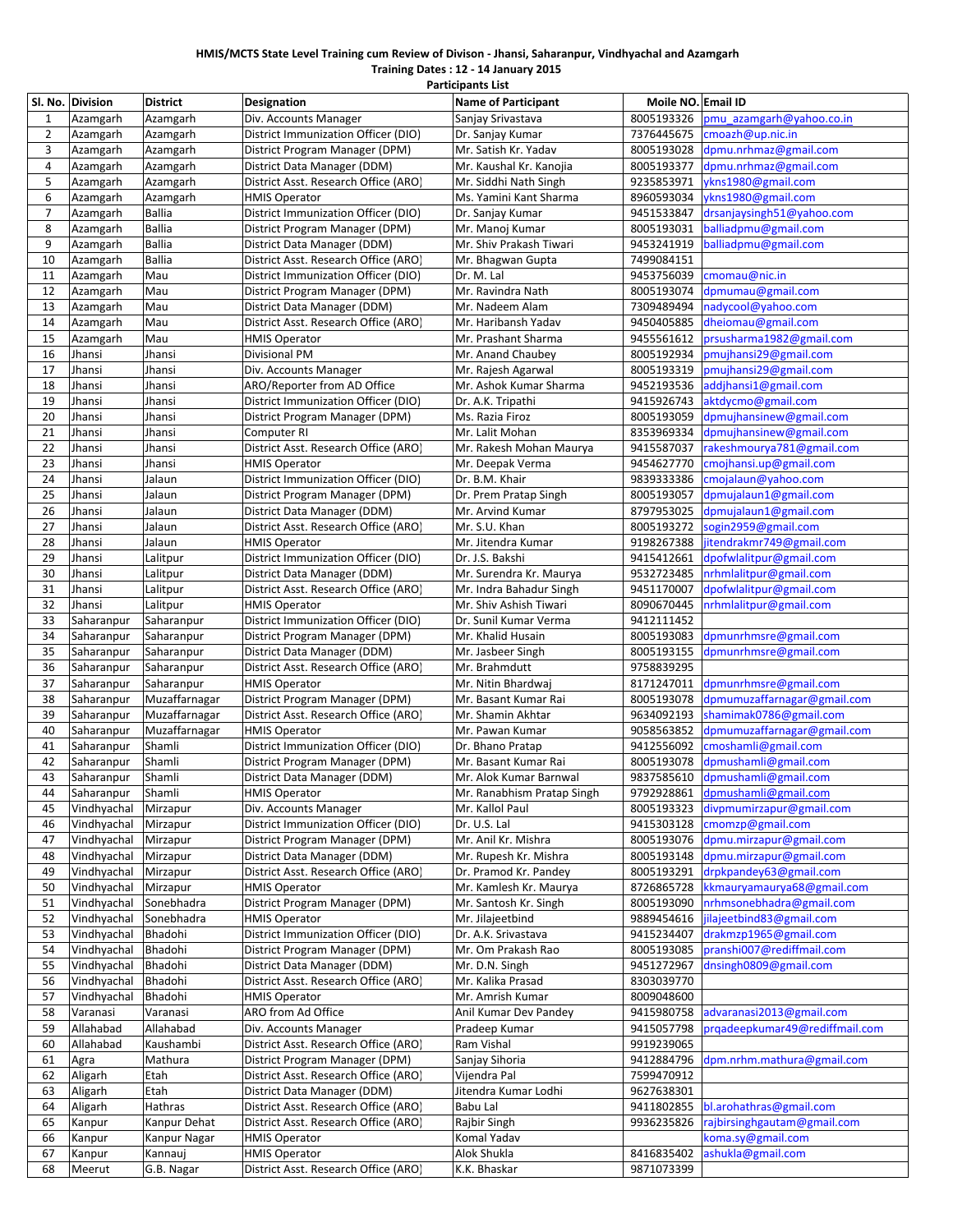**HMIS/MCTS State Level Training cum Review of Divison - Jhansi, Saharanpur, Vindhyachal and Azamgarh**

**Training Dates : 12 - 14 January 2015**

**Participants List**

| Sl. No. | Division | District | Designation | Name of Participant | Moile NO. | Email ID |
|---|---|---|---|---|---|---|
| 1 | Azamgarh | Azamgarh | Div. Accounts Manager | Sanjay Srivastava | 8005193326 | pmu_azamgarh@yahoo.co.in |
| 2 | Azamgarh | Azamgarh | District Immunization Officer (DIO) | Dr. Sanjay Kumar | 7376445675 | cmoazh@up.nic.in |
| 3 | Azamgarh | Azamgarh | District Program Manager (DPM) | Mr. Satish Kr. Yadav | 8005193028 | dpmu.nrhmaz@gmail.com |
| 4 | Azamgarh | Azamgarh | District Data Manager (DDM) | Mr. Kaushal Kr. Kanojia | 8005193377 | dpmu.nrhmaz@gmail.com |
| 5 | Azamgarh | Azamgarh | District Asst. Research Office (ARO) | Mr. Siddhi Nath Singh | 9235853971 | ykns1980@gmail.com |
| 6 | Azamgarh | Azamgarh | HMIS Operator | Ms. Yamini Kant Sharma | 8960593034 | ykns1980@gmail.com |
| 7 | Azamgarh | Ballia | District Immunization Officer (DIO) | Dr. Sanjay Kumar | 9451533847 | drsanjaysingh51@yahoo.com |
| 8 | Azamgarh | Ballia | District Program Manager (DPM) | Mr. Manoj Kumar | 8005193031 | balliadpmu@gmail.com |
| 9 | Azamgarh | Ballia | District Data Manager (DDM) | Mr. Shiv Prakash Tiwari | 9453241919 | balliadpmu@gmail.com |
| 10 | Azamgarh | Ballia | District Asst. Research Office (ARO) | Mr. Bhagwan Gupta | 7499084151 | |
| 11 | Azamgarh | Mau | District Immunization Officer (DIO) | Dr. M. Lal | 9453756039 | cmomau@nic.in |
| 12 | Azamgarh | Mau | District Program Manager (DPM) | Mr. Ravindra Nath | 8005193074 | dpmumau@gmail.com |
| 13 | Azamgarh | Mau | District Data Manager (DDM) | Mr. Nadeem Alam | 7309489494 | nadycool@yahoo.com |
| 14 | Azamgarh | Mau | District Asst. Research Office (ARO) | Mr. Haribansh Yadav | 9450405885 | dheiomau@gmail.com |
| 15 | Azamgarh | Mau | HMIS Operator | Mr. Prashant Sharma | 9455561612 | prsusharma1982@gmail.com |
| 16 | Jhansi | Jhansi | Divisional PM | Mr. Anand Chaubey | 8005192934 | pmujhansi29@gmail.com |
| 17 | Jhansi | Jhansi | Div. Accounts Manager | Mr. Rajesh Agarwal | 8005193319 | pmujhansi29@gmail.com |
| 18 | Jhansi | Jhansi | ARO/Reporter from AD Office | Mr. Ashok Kumar Sharma | 9452193536 | addjhansi1@gmail.com |
| 19 | Jhansi | Jhansi | District Immunization Officer (DIO) | Dr. A.K. Tripathi | 9415926743 | aktdycmo@gmail.com |
| 20 | Jhansi | Jhansi | District Program Manager (DPM) | Ms. Razia Firoz | 8005193059 | dpmujhansinew@gmail.com |
| 21 | Jhansi | Jhansi | Computer RI | Mr. Lalit Mohan | 8353969334 | dpmujhansinew@gmail.com |
| 22 | Jhansi | Jhansi | District Asst. Research Office (ARO) | Mr. Rakesh Mohan Maurya | 9415587037 | rakeshmourya781@gmail.com |
| 23 | Jhansi | Jhansi | HMIS Operator | Mr. Deepak Verma | 9454627770 | cmojhansi.up@gmail.com |
| 24 | Jhansi | Jalaun | District Immunization Officer (DIO) | Dr. B.M. Khair | 9839333386 | cmojalaun@yahoo.com |
| 25 | Jhansi | Jalaun | District Program Manager (DPM) | Dr. Prem Pratap Singh | 8005193057 | dpmujalaun1@gmail.com |
| 26 | Jhansi | Jalaun | District Data Manager (DDM) | Mr. Arvind Kumar | 8797953025 | dpmujalaun1@gmail.com |
| 27 | Jhansi | Jalaun | District Asst. Research Office (ARO) | Mr. S.U. Khan | 8005193272 | sogin2959@gmail.com |
| 28 | Jhansi | Jalaun | HMIS Operator | Mr. Jitendra Kumar | 9198267388 | jitendrakmr749@gmail.com |
| 29 | Jhansi | Lalitpur | District Immunization Officer (DIO) | Dr. J.S. Bakshi | 9415412661 | dpofwlalitpur@gmail.com |
| 30 | Jhansi | Lalitpur | District Data Manager (DDM) | Mr. Surendra Kr. Maurya | 9532723485 | nrhmlalitpur@gmail.com |
| 31 | Jhansi | Lalitpur | District Asst. Research Office (ARO) | Mr. Indra Bahadur Singh | 9451170007 | dpofwlalitpur@gmail.com |
| 32 | Jhansi | Lalitpur | HMIS Operator | Mr. Shiv Ashish Tiwari | 8090670445 | nrhmlalitpur@gmail.com |
| 33 | Saharanpur | Saharanpur | District Immunization Officer (DIO) | Dr. Sunil Kumar Verma | 9412111452 | |
| 34 | Saharanpur | Saharanpur | District Program Manager (DPM) | Mr. Khalid Husain | 8005193083 | dpmunrhmsre@gmail.com |
| 35 | Saharanpur | Saharanpur | District Data Manager (DDM) | Mr. Jasbeer Singh | 8005193155 | dpmunrhmsre@gmail.com |
| 36 | Saharanpur | Saharanpur | District Asst. Research Office (ARO) | Mr. Brahmdutt | 9758839295 | |
| 37 | Saharanpur | Saharanpur | HMIS Operator | Mr. Nitin Bhardwaj | 8171247011 | dpmunrhmsre@gmail.com |
| 38 | Saharanpur | Muzaffarnagar | District Program Manager (DPM) | Mr. Basant Kumar Rai | 8005193078 | dpmumuzaffarnagar@gmail.com |
| 39 | Saharanpur | Muzaffarnagar | District Asst. Research Office (ARO) | Mr. Shamin Akhtar | 9634092193 | shamimak0786@gmail.com |
| 40 | Saharanpur | Muzaffarnagar | HMIS Operator | Mr. Pawan Kumar | 9058563852 | dpmumuzaffarnagar@gmail.com |
| 41 | Saharanpur | Shamli | District Immunization Officer (DIO) | Dr. Bhano Pratap | 9412556092 | cmoshamli@gmail.com |
| 42 | Saharanpur | Shamli | District Program Manager (DPM) | Mr. Basant Kumar Rai | 8005193078 | dpmushamli@gmail.com |
| 43 | Saharanpur | Shamli | District Data Manager (DDM) | Mr. Alok Kumar Barnwal | 9837585610 | dpmushamli@gmail.com |
| 44 | Saharanpur | Shamli | HMIS Operator | Mr. Ranabhism Pratap Singh | 9792928861 | dpmushamli@gmail.com |
| 45 | Vindhyachal | Mirzapur | Div. Accounts Manager | Mr. Kallol Paul | 8005193323 | divpmumirzapur@gmail.com |
| 46 | Vindhyachal | Mirzapur | District Immunization Officer (DIO) | Dr. U.S. Lal | 9415303128 | cmomzp@gmail.com |
| 47 | Vindhyachal | Mirzapur | District Program Manager (DPM) | Mr. Anil Kr. Mishra | 8005193076 | dpmu.mirzapur@gmail.com |
| 48 | Vindhyachal | Mirzapur | District Data Manager (DDM) | Mr. Rupesh Kr. Mishra | 8005193148 | dpmu.mirzapur@gmail.com |
| 49 | Vindhyachal | Mirzapur | District Asst. Research Office (ARO) | Dr. Pramod Kr. Pandey | 8005193291 | drpkpandey63@gmail.com |
| 50 | Vindhyachal | Mirzapur | HMIS Operator | Mr. Kamlesh Kr. Maurya | 8726865728 | kkmauryamaurya68@gmail.com |
| 51 | Vindhyachal | Sonebhadra | District Program Manager (DPM) | Mr. Santosh Kr. Singh | 8005193090 | nrhmsonebhadra@gmail.com |
| 52 | Vindhyachal | Sonebhadra | HMIS Operator | Mr. Jilajeetbind | 9889454616 | jilajeetbind83@gmail.com |
| 53 | Vindhyachal | Bhadohi | District Immunization Officer (DIO) | Dr. A.K. Srivastava | 9415234407 | drakmzp1965@gmail.com |
| 54 | Vindhyachal | Bhadohi | District Program Manager (DPM) | Mr. Om Prakash Rao | 8005193085 | pranshi007@rediffmail.com |
| 55 | Vindhyachal | Bhadohi | District Data Manager (DDM) | Mr. D.N. Singh | 9451272967 | dnsingh0809@gmail.com |
| 56 | Vindhyachal | Bhadohi | District Asst. Research Office (ARO) | Mr. Kalika Prasad | 8303039770 | |
| 57 | Vindhyachal | Bhadohi | HMIS Operator | Mr. Amrish Kumar | 8009048600 | |
| 58 | Varanasi | Varanasi | ARO from Ad Office | Anil Kumar Dev Pandey | 9415980758 | advaranasi2013@gmail.com |
| 59 | Allahabad | Allahabad | Div. Accounts Manager | Pradeep Kumar | 9415057798 | prqadeepkumar49@rediffmail.com |
| 60 | Allahabad | Kaushambi | District Asst. Research Office (ARO) | Ram Vishal | 9919239065 | |
| 61 | Agra | Mathura | District Program Manager (DPM) | Sanjay Sihoria | 9412884796 | dpm.nrhm.mathura@gmail.com |
| 62 | Aligarh | Etah | District Asst. Research Office (ARO) | Vijendra Pal | 7599470912 | |
| 63 | Aligarh | Etah | District Data Manager (DDM) | Jitendra Kumar Lodhi | 9627638301 | |
| 64 | Aligarh | Hathras | District Asst. Research Office (ARO) | Babu Lal | 9411802855 | bl.arohathras@gmail.com |
| 65 | Kanpur | Kanpur Dehat | District Asst. Research Office (ARO) | Rajbir Singh | 9936235826 | rajbirsinghgautam@gmail.com |
| 66 | Kanpur | Kanpur Nagar | HMIS Operator | Komal Yadav | | koma.sy@gmail.com |
| 67 | Kanpur | Kannauj | HMIS Operator | Alok Shukla | 8416835402 | ashukla@gmail.com |
| 68 | Meerut | G.B. Nagar | District Asst. Research Office (ARO) | K.K. Bhaskar | 9871073399 | |